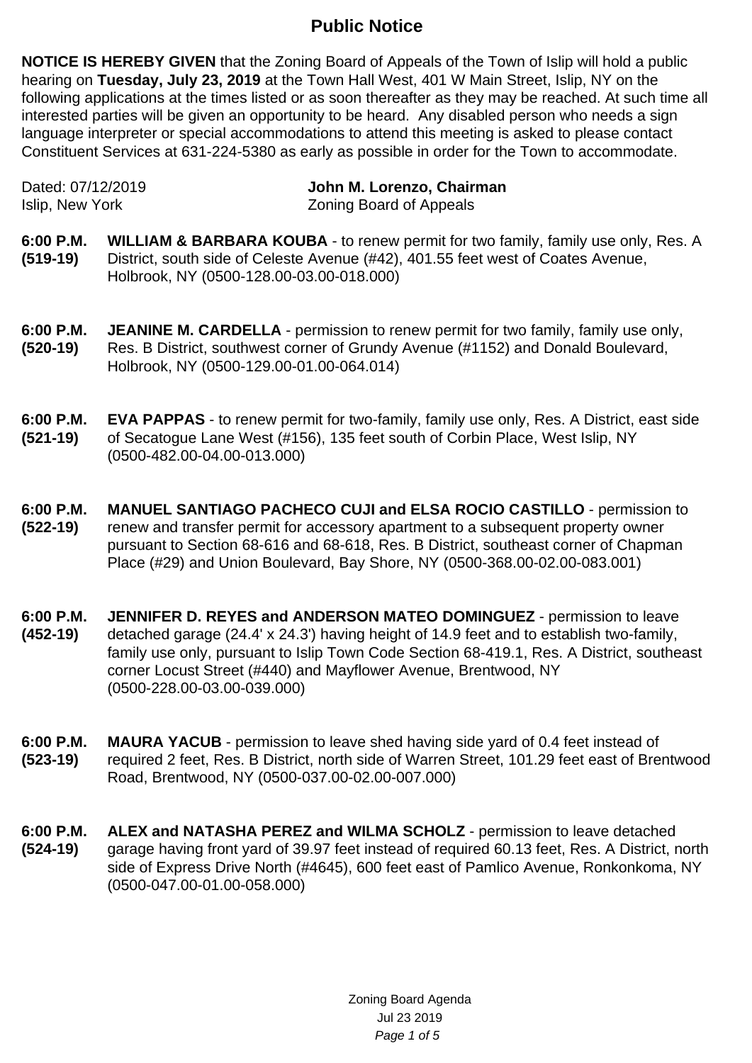# Public Notice

**NOTICE IS HEREBY GIVEN** that the Zoning Board of Appeals of the Town of Islip will hold a public hearing on **Tuesday, July 23, 2019** at the Town Hall West, 401 W Main Street, Islip, NY on the following applications at the times listed or as soon thereafter as they may be reached. At such time all interested parties will be given an opportunity to be heard. Any disabled person who needs a sign language interpreter or special accommodations to attend this meeting is asked to please contact Constituent Services at 631-224-5380 as early as possible in order for the Town to accommodate.

Dated: 07/12/2019
Islip, New York

**John M. Lorenzo, Chairman**
Zoning Board of Appeals

**6:00 P.M.**
**(519-19)**
**WILLIAM & BARBARA KOUBA** - to renew permit for two family, family use only, Res. A District, south side of Celeste Avenue (#42), 401.55 feet west of Coates Avenue, Holbrook, NY (0500-128.00-03.00-018.000)

**6:00 P.M.**
**(520-19)**
**JEANINE M. CARDELLA** - permission to renew permit for two family, family use only, Res. B District, southwest corner of Grundy Avenue (#1152) and Donald Boulevard, Holbrook, NY (0500-129.00-01.00-064.014)

**6:00 P.M.**
**(521-19)**
**EVA PAPPAS** - to renew permit for two-family, family use only, Res. A District, east side of Secatogue Lane West (#156), 135 feet south of Corbin Place, West Islip, NY (0500-482.00-04.00-013.000)

**6:00 P.M.**
**(522-19)**
**MANUEL SANTIAGO PACHECO CUJI and ELSA ROCIO CASTILLO** - permission to renew and transfer permit for accessory apartment to a subsequent property owner pursuant to Section 68-616 and 68-618, Res. B District, southeast corner of Chapman Place (#29) and Union Boulevard, Bay Shore, NY (0500-368.00-02.00-083.001)

**6:00 P.M.**
**(452-19)**
**JENNIFER D. REYES and ANDERSON MATEO DOMINGUEZ** - permission to leave detached garage (24.4' x 24.3') having height of 14.9 feet and to establish two-family, family use only, pursuant to Islip Town Code Section 68-419.1, Res. A District, southeast corner Locust Street (#440) and Mayflower Avenue, Brentwood, NY (0500-228.00-03.00-039.000)

**6:00 P.M.**
**(523-19)**
**MAURA YACUB** - permission to leave shed having side yard of 0.4 feet instead of required 2 feet, Res. B District, north side of Warren Street, 101.29 feet east of Brentwood Road, Brentwood, NY (0500-037.00-02.00-007.000)

**6:00 P.M.**
**(524-19)**
**ALEX and NATASHA PEREZ and WILMA SCHOLZ** - permission to leave detached garage having front yard of 39.97 feet instead of required 60.13 feet, Res. A District, north side of Express Drive North (#4645), 600 feet east of Pamlico Avenue, Ronkonkoma, NY (0500-047.00-01.00-058.000)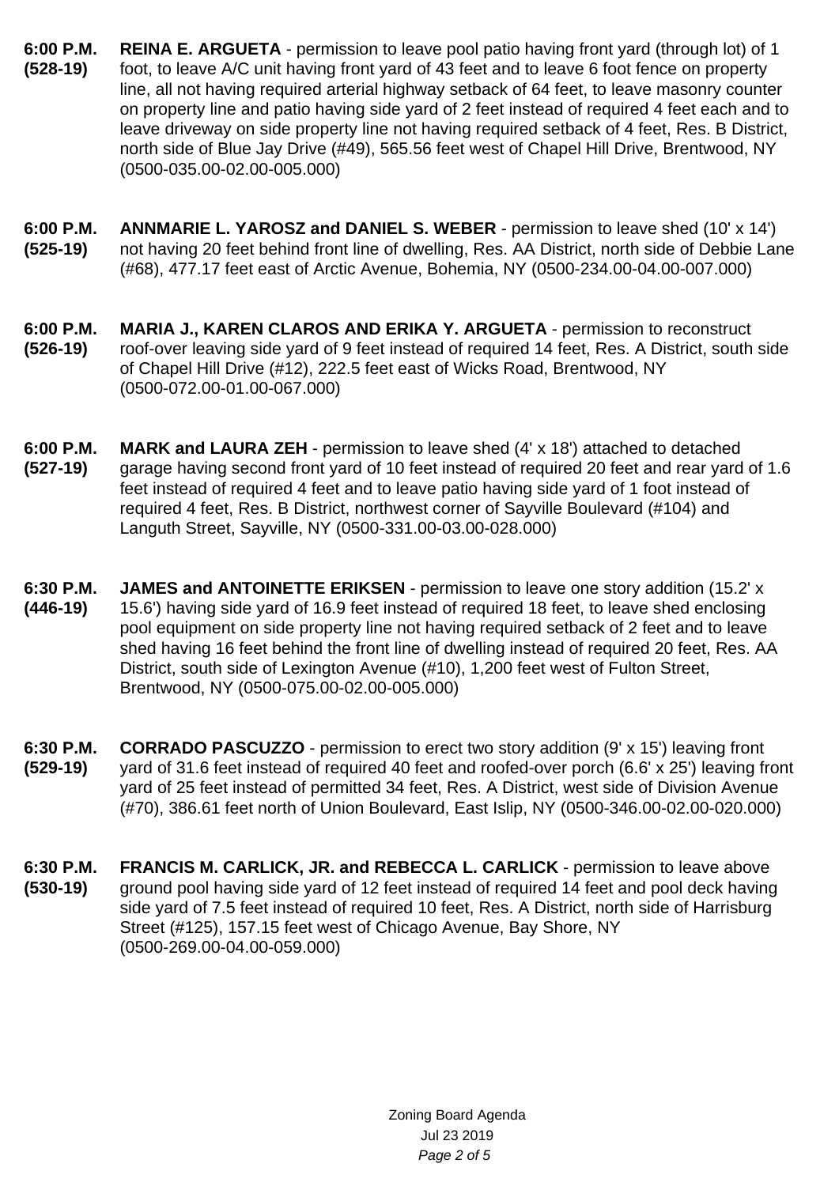**6:00 P.M. (528-19)** **REINA E. ARGUETA** - permission to leave pool patio having front yard (through lot) of 1 foot, to leave A/C unit having front yard of 43 feet and to leave 6 foot fence on property line, all not having required arterial highway setback of 64 feet, to leave masonry counter on property line and patio having side yard of 2 feet instead of required 4 feet each and to leave driveway on side property line not having required setback of 4 feet, Res. B District, north side of Blue Jay Drive (#49), 565.56 feet west of Chapel Hill Drive, Brentwood, NY (0500-035.00-02.00-005.000)

**6:00 P.M. (525-19)** **ANNMARIE L. YAROSZ and DANIEL S. WEBER** - permission to leave shed (10' x 14') not having 20 feet behind front line of dwelling, Res. AA District, north side of Debbie Lane (#68), 477.17 feet east of Arctic Avenue, Bohemia, NY (0500-234.00-04.00-007.000)

**6:00 P.M. (526-19)** **MARIA J., KAREN CLAROS AND ERIKA Y. ARGUETA** - permission to reconstruct roof-over leaving side yard of 9 feet instead of required 14 feet, Res. A District, south side of Chapel Hill Drive (#12), 222.5 feet east of Wicks Road, Brentwood, NY (0500-072.00-01.00-067.000)

**6:00 P.M. (527-19)** **MARK and LAURA ZEH** - permission to leave shed (4' x 18') attached to detached garage having second front yard of 10 feet instead of required 20 feet and rear yard of 1.6 feet instead of required 4 feet and to leave patio having side yard of 1 foot instead of required 4 feet, Res. B District, northwest corner of Sayville Boulevard (#104) and Languth Street, Sayville, NY (0500-331.00-03.00-028.000)

**6:30 P.M. (446-19)** **JAMES and ANTOINETTE ERIKSEN** - permission to leave one story addition (15.2' x 15.6') having side yard of 16.9 feet instead of required 18 feet, to leave shed enclosing pool equipment on side property line not having required setback of 2 feet and to leave shed having 16 feet behind the front line of dwelling instead of required 20 feet, Res. AA District, south side of Lexington Avenue (#10), 1,200 feet west of Fulton Street, Brentwood, NY (0500-075.00-02.00-005.000)

**6:30 P.M. (529-19)** **CORRADO PASCUZZO** - permission to erect two story addition (9' x 15') leaving front yard of 31.6 feet instead of required 40 feet and roofed-over porch (6.6' x 25') leaving front yard of 25 feet instead of permitted 34 feet, Res. A District, west side of Division Avenue (#70), 386.61 feet north of Union Boulevard, East Islip, NY (0500-346.00-02.00-020.000)

**6:30 P.M. (530-19)** **FRANCIS M. CARLICK, JR. and REBECCA L. CARLICK** - permission to leave above ground pool having side yard of 12 feet instead of required 14 feet and pool deck having side yard of 7.5 feet instead of required 10 feet, Res. A District, north side of Harrisburg Street (#125), 157.15 feet west of Chicago Avenue, Bay Shore, NY (0500-269.00-04.00-059.000)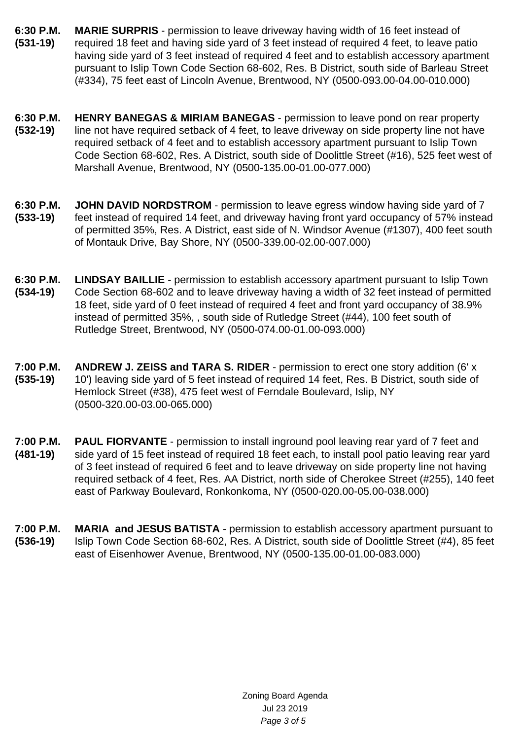**6:30 P.M.**
**(531-19)**

**MARIE SURPRIS** - permission to leave driveway having width of 16 feet instead of required 18 feet and having side yard of 3 feet instead of required 4 feet, to leave patio having side yard of 3 feet instead of required 4 feet and to establish accessory apartment pursuant to Islip Town Code Section 68-602, Res. B District, south side of Barleau Street (#334), 75 feet east of Lincoln Avenue, Brentwood, NY (0500-093.00-04.00-010.000)

**6:30 P.M.**
**(532-19)**

**HENRY BANEGAS & MIRIAM BANEGAS** - permission to leave pond on rear property line not have required setback of 4 feet, to leave driveway on side property line not have required setback of 4 feet and to establish accessory apartment pursuant to Islip Town Code Section 68-602, Res. A District, south side of Doolittle Street (#16), 525 feet west of Marshall Avenue, Brentwood, NY (0500-135.00-01.00-077.000)

**6:30 P.M.**
**(533-19)**

**JOHN DAVID NORDSTROM** - permission to leave egress window having side yard of 7 feet instead of required 14 feet, and driveway having front yard occupancy of 57% instead of permitted 35%, Res. A District, east side of N. Windsor Avenue (#1307), 400 feet south of Montauk Drive, Bay Shore, NY (0500-339.00-02.00-007.000)

**6:30 P.M.**
**(534-19)**

**LINDSAY BAILLIE** - permission to establish accessory apartment pursuant to Islip Town Code Section 68-602 and to leave driveway having a width of 32 feet instead of permitted 18 feet, side yard of 0 feet instead of required 4 feet and front yard occupancy of 38.9% instead of permitted 35%, , south side of Rutledge Street (#44), 100 feet south of Rutledge Street, Brentwood, NY (0500-074.00-01.00-093.000)

**7:00 P.M.**
**(535-19)**

**ANDREW J. ZEISS and TARA S. RIDER** - permission to erect one story addition (6' x 10') leaving side yard of 5 feet instead of required 14 feet, Res. B District, south side of Hemlock Street (#38), 475 feet west of Ferndale Boulevard, Islip, NY (0500-320.00-03.00-065.000)

**7:00 P.M.**
**(481-19)**

**PAUL FIORVANTE** - permission to install inground pool leaving rear yard of 7 feet and side yard of 15 feet instead of required 18 feet each, to install pool patio leaving rear yard of 3 feet instead of required 6 feet and to leave driveway on side property line not having required setback of 4 feet, Res. AA District, north side of Cherokee Street (#255), 140 feet east of Parkway Boulevard, Ronkonkoma, NY (0500-020.00-05.00-038.000)

**7:00 P.M.**
**(536-19)**

**MARIA and JESUS BATISTA** - permission to establish accessory apartment pursuant to Islip Town Code Section 68-602, Res. A District, south side of Doolittle Street (#4), 85 feet east of Eisenhower Avenue, Brentwood, NY (0500-135.00-01.00-083.000)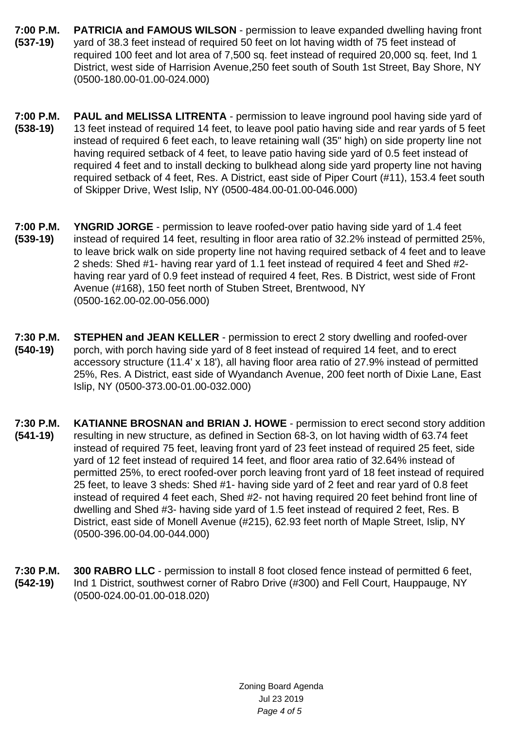**7:00 P.M. (537-19)** **PATRICIA and FAMOUS WILSON** - permission to leave expanded dwelling having front yard of 38.3 feet instead of required 50 feet on lot having width of 75 feet instead of required 100 feet and lot area of 7,500 sq. feet instead of required 20,000 sq. feet, Ind 1 District, west side of Harrision Avenue,250 feet south of South 1st Street, Bay Shore, NY (0500-180.00-01.00-024.000)

**7:00 P.M. (538-19)** **PAUL and MELISSA LITRENTA** - permission to leave inground pool having side yard of 13 feet instead of required 14 feet, to leave pool patio having side and rear yards of 5 feet instead of required 6 feet each, to leave retaining wall (35" high) on side property line not having required setback of 4 feet, to leave patio having side yard of 0.5 feet instead of required 4 feet and to install decking to bulkhead along side yard property line not having required setback of 4 feet, Res. A District, east side of Piper Court (#11), 153.4 feet south of Skipper Drive, West Islip, NY (0500-484.00-01.00-046.000)

**7:00 P.M. (539-19)** **YNGRID JORGE** - permission to leave roofed-over patio having side yard of 1.4 feet instead of required 14 feet, resulting in floor area ratio of 32.2% instead of permitted 25%, to leave brick walk on side property line not having required setback of 4 feet and to leave 2 sheds: Shed #1- having rear yard of 1.1 feet instead of required 4 feet and Shed #2- having rear yard of 0.9 feet instead of required 4 feet, Res. B District, west side of Front Avenue (#168), 150 feet north of Stuben Street, Brentwood, NY (0500-162.00-02.00-056.000)

**7:30 P.M. (540-19)** **STEPHEN and JEAN KELLER** - permission to erect 2 story dwelling and roofed-over porch, with porch having side yard of 8 feet instead of required 14 feet, and to erect accessory structure (11.4' x 18'), all having floor area ratio of 27.9% instead of permitted 25%, Res. A District, east side of Wyandanch Avenue, 200 feet north of Dixie Lane, East Islip, NY (0500-373.00-01.00-032.000)

**7:30 P.M. (541-19)** **KATIANNE BROSNAN and BRIAN J. HOWE** - permission to erect second story addition resulting in new structure, as defined in Section 68-3, on lot having width of 63.74 feet instead of required 75 feet, leaving front yard of 23 feet instead of required 25 feet, side yard of 12 feet instead of required 14 feet, and floor area ratio of 32.64% instead of permitted 25%, to erect roofed-over porch leaving front yard of 18 feet instead of required 25 feet, to leave 3 sheds: Shed #1- having side yard of 2 feet and rear yard of 0.8 feet instead of required 4 feet each, Shed #2- not having required 20 feet behind front line of dwelling and Shed #3- having side yard of 1.5 feet instead of required 2 feet, Res. B District, east side of Monell Avenue (#215), 62.93 feet north of Maple Street, Islip, NY (0500-396.00-04.00-044.000)

**7:30 P.M. (542-19)** **300 RABRO LLC** - permission to install 8 foot closed fence instead of permitted 6 feet, Ind 1 District, southwest corner of Rabro Drive (#300) and Fell Court, Hauppauge, NY (0500-024.00-01.00-018.020)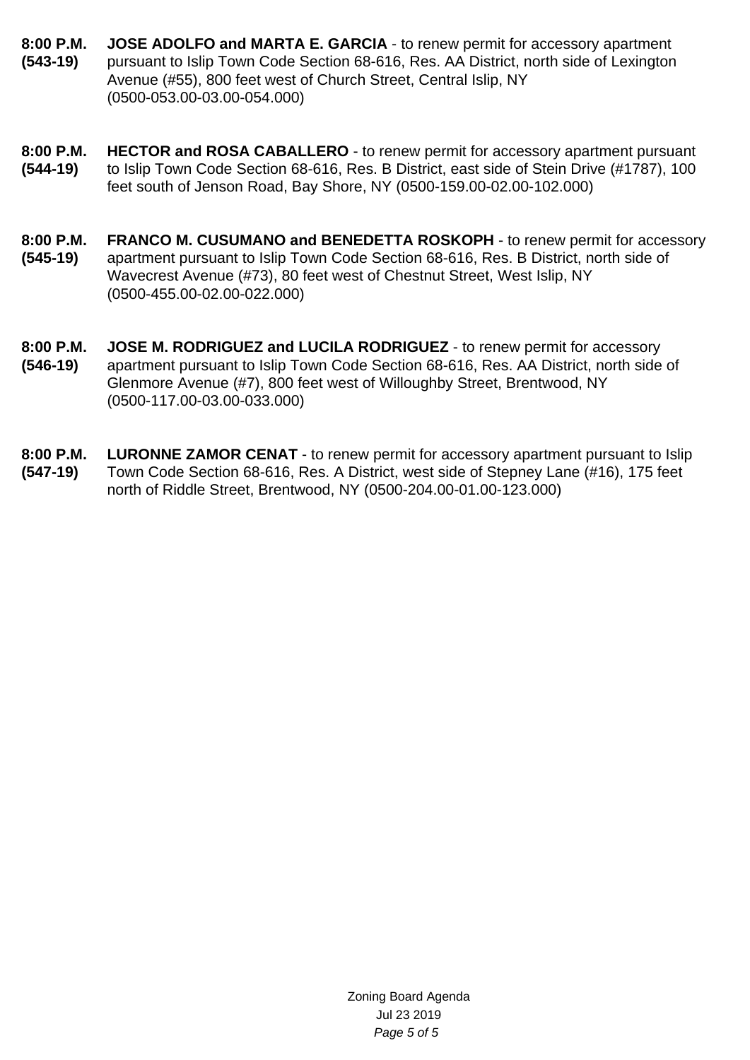**8:00 P.M.** **JOSE ADOLFO and MARTA E. GARCIA** - to renew permit for accessory apartment
**(543-19)** pursuant to Islip Town Code Section 68-616, Res. AA District, north side of Lexington Avenue (#55), 800 feet west of Church Street, Central Islip, NY (0500-053.00-03.00-054.000)

**8:00 P.M.** **HECTOR and ROSA CABALLERO** - to renew permit for accessory apartment pursuant
**(544-19)** to Islip Town Code Section 68-616, Res. B District, east side of Stein Drive (#1787), 100 feet south of Jenson Road, Bay Shore, NY (0500-159.00-02.00-102.000)

**8:00 P.M.** **FRANCO M. CUSUMANO and BENEDETTA ROSKOPH** - to renew permit for accessory
**(545-19)** apartment pursuant to Islip Town Code Section 68-616, Res. B District, north side of Wavecrest Avenue (#73), 80 feet west of Chestnut Street, West Islip, NY (0500-455.00-02.00-022.000)

**8:00 P.M.** **JOSE M. RODRIGUEZ and LUCILA RODRIGUEZ** - to renew permit for accessory
**(546-19)** apartment pursuant to Islip Town Code Section 68-616, Res. AA District, north side of Glenmore Avenue (#7), 800 feet west of Willoughby Street, Brentwood, NY (0500-117.00-03.00-033.000)

**8:00 P.M.** **LURONNE ZAMOR CENAT** - to renew permit for accessory apartment pursuant to Islip
**(547-19)** Town Code Section 68-616, Res. A District, west side of Stepney Lane (#16), 175 feet north of Riddle Street, Brentwood, NY (0500-204.00-01.00-123.000)